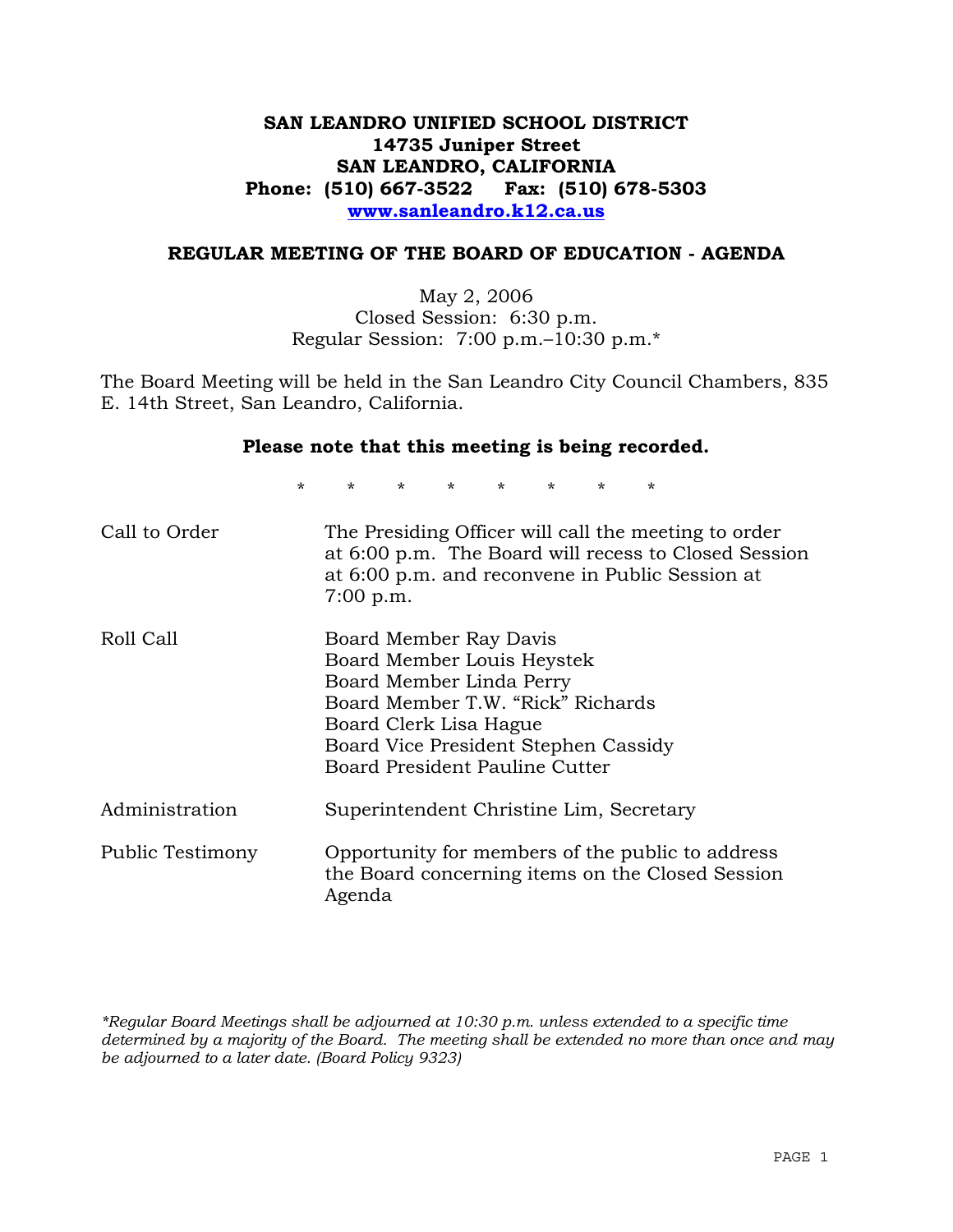**SAN LEANDRO UNIFIED SCHOOL DISTRICT**
**14735 Juniper Street**
**SAN LEANDRO, CALIFORNIA**
**Phone: (510) 667-3522 Fax: (510) 678-5303**
**www.sanleandro.k12.ca.us**

## REGULAR MEETING OF THE BOARD OF EDUCATION - AGENDA

May 2, 2006
Closed Session: 6:30 p.m.
Regular Session: 7:00 p.m.–10:30 p.m.*

The Board Meeting will be held in the San Leandro City Council Chambers, 835 E. 14th Street, San Leandro, California.

**Please note that this meeting is being recorded.**

\* \* \* \* \* \* \* \*

| | |
|---|---|
| Call to Order | The Presiding Officer will call the meeting to order at 6:00 p.m. The Board will recess to Closed Session at 6:00 p.m. and reconvene in Public Session at 7:00 p.m. |
| Roll Call | Board Member Ray Davis<br>Board Member Louis Heystek<br>Board Member Linda Perry<br>Board Member T.W. "Rick" Richards<br>Board Clerk Lisa Hague<br>Board Vice President Stephen Cassidy<br>Board President Pauline Cutter |
| Administration | Superintendent Christine Lim, Secretary |
| Public Testimony | Opportunity for members of the public to address the Board concerning items on the Closed Session Agenda |

*\*Regular Board Meetings shall be adjourned at 10:30 p.m. unless extended to a specific time determined by a majority of the Board. The meeting shall be extended no more than once and may be adjourned to a later date. (Board Policy 9323)*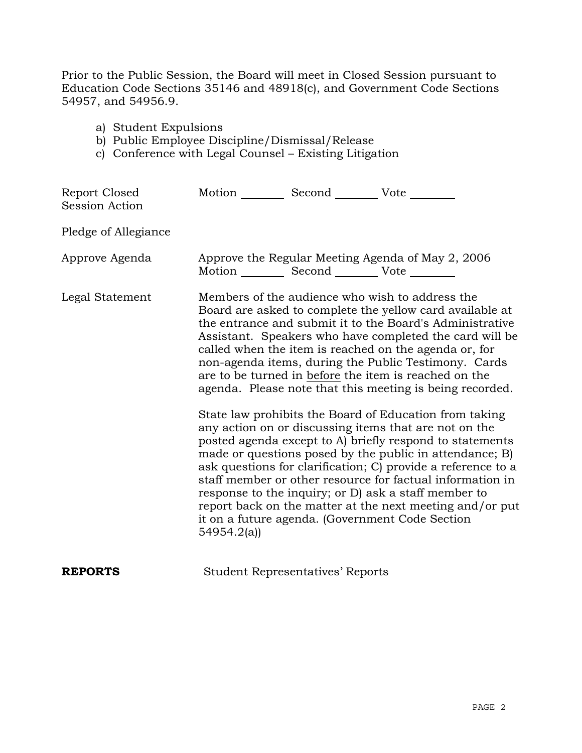Prior to the Public Session, the Board will meet in Closed Session pursuant to Education Code Sections 35146 and 48918(c), and Government Code Sections 54957, and 54956.9.

a) Student Expulsions
b) Public Employee Discipline/Dismissal/Release
c) Conference with Legal Counsel – Existing Litigation

Report Closed Session Action — Motion ________ Second ________ Vote ________

Pledge of Allegiance

Approve Agenda — Approve the Regular Meeting Agenda of May 2, 2006
Motion ________ Second ________ Vote ________

Legal Statement — Members of the audience who wish to address the Board are asked to complete the yellow card available at the entrance and submit it to the Board's Administrative Assistant. Speakers who have completed the card will be called when the item is reached on the agenda or, for non-agenda items, during the Public Testimony. Cards are to be turned in before the item is reached on the agenda. Please note that this meeting is being recorded.

State law prohibits the Board of Education from taking any action on or discussing items that are not on the posted agenda except to A) briefly respond to statements made or questions posed by the public in attendance; B) ask questions for clarification; C) provide a reference to a staff member or other resource for factual information in response to the inquiry; or D) ask a staff member to report back on the matter at the next meeting and/or put it on a future agenda. (Government Code Section 54954.2(a))

**REPORTS** — Student Representatives' Reports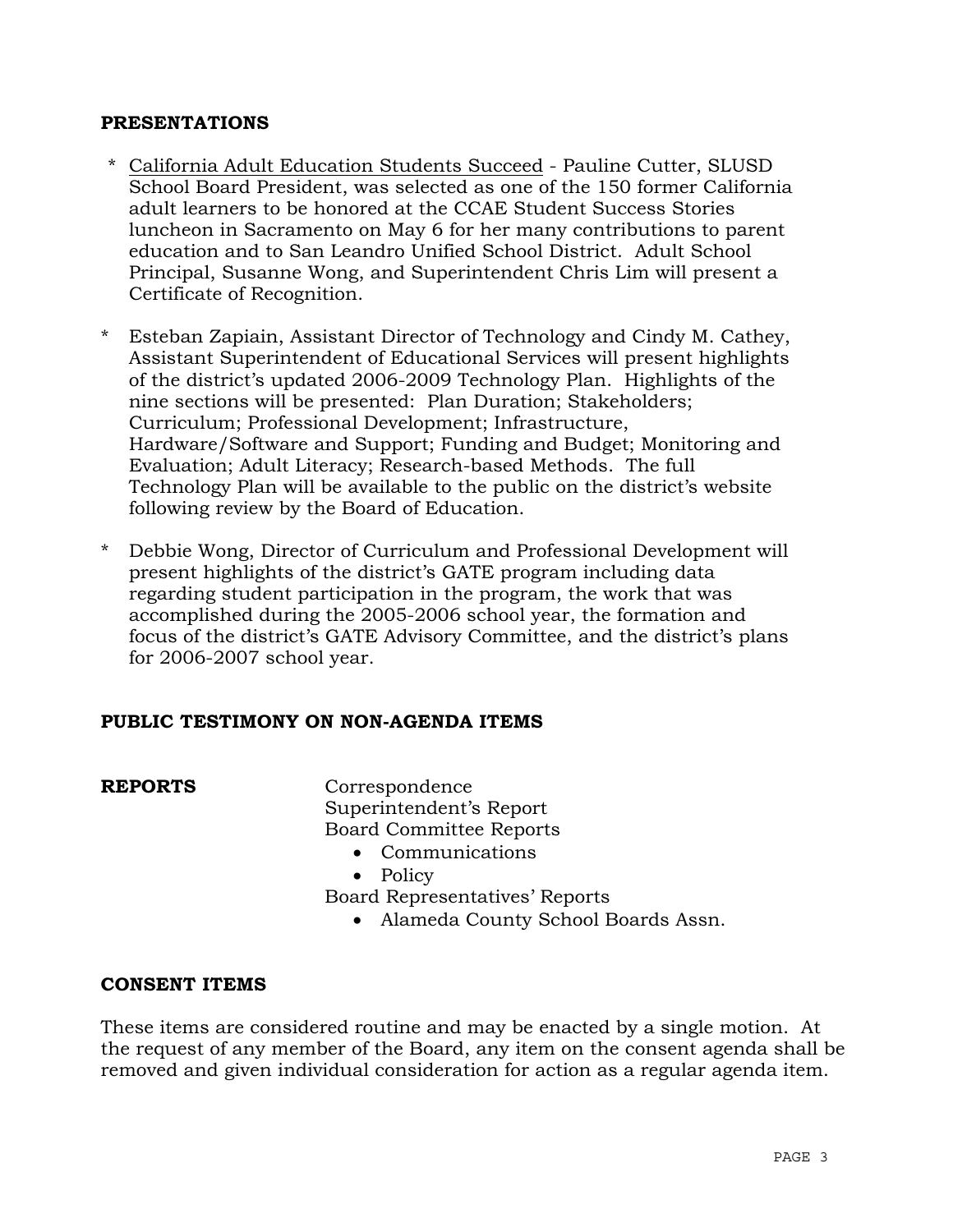**PRESENTATIONS**

* <u>California Adult Education Students Succeed</u> - Pauline Cutter, SLUSD School Board President, was selected as one of the 150 former California adult learners to be honored at the CCAE Student Success Stories luncheon in Sacramento on May 6 for her many contributions to parent education and to San Leandro Unified School District. Adult School Principal, Susanne Wong, and Superintendent Chris Lim will present a Certificate of Recognition.

* Esteban Zapiain, Assistant Director of Technology and Cindy M. Cathey, Assistant Superintendent of Educational Services will present highlights of the district's updated 2006-2009 Technology Plan. Highlights of the nine sections will be presented: Plan Duration; Stakeholders; Curriculum; Professional Development; Infrastructure, Hardware/Software and Support; Funding and Budget; Monitoring and Evaluation; Adult Literacy; Research-based Methods. The full Technology Plan will be available to the public on the district's website following review by the Board of Education.

* Debbie Wong, Director of Curriculum and Professional Development will present highlights of the district's GATE program including data regarding student participation in the program, the work that was accomplished during the 2005-2006 school year, the formation and focus of the district's GATE Advisory Committee, and the district's plans for 2006-2007 school year.

**PUBLIC TESTIMONY ON NON-AGENDA ITEMS**

**REPORTS**

Correspondence
Superintendent's Report
Board Committee Reports
- Communications
- Policy

Board Representatives' Reports
- Alameda County School Boards Assn.

**CONSENT ITEMS**

These items are considered routine and may be enacted by a single motion. At the request of any member of the Board, any item on the consent agenda shall be removed and given individual consideration for action as a regular agenda item.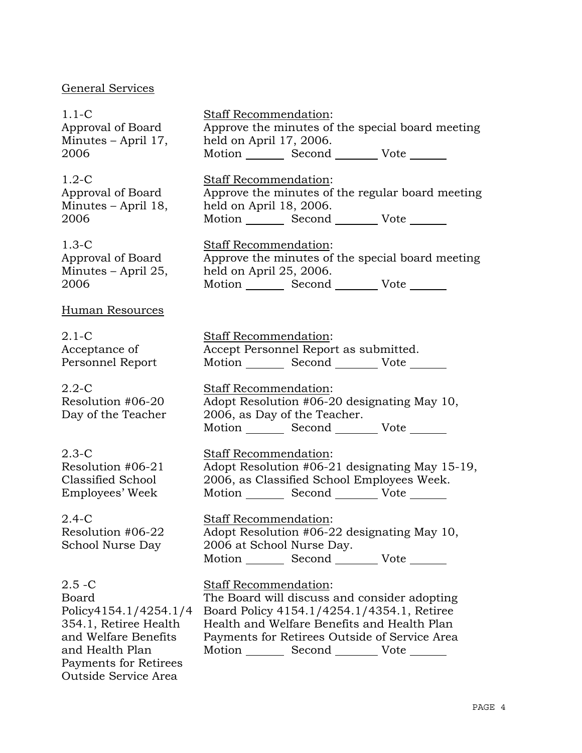General Services

| | |
|---|---|
| 1.1-C<br>Approval of Board Minutes – April 17, 2006 | Staff Recommendation:<br>Approve the minutes of the special board meeting held on April 17, 2006.<br>Motion _______ Second _______ Vote _______ |
| 1.2-C<br>Approval of Board Minutes – April 18, 2006 | Staff Recommendation:<br>Approve the minutes of the regular board meeting held on April 18, 2006.<br>Motion _______ Second _______ Vote _______ |
| 1.3-C<br>Approval of Board Minutes – April 25, 2006 | Staff Recommendation:<br>Approve the minutes of the special board meeting held on April 25, 2006.<br>Motion _______ Second _______ Vote _______ |

Human Resources

| | |
|---|---|
| 2.1-C<br>Acceptance of Personnel Report | Staff Recommendation:<br>Accept Personnel Report as submitted.<br>Motion _______ Second _______ Vote _______ |
| 2.2-C<br>Resolution #06-20<br>Day of the Teacher | Staff Recommendation:<br>Adopt Resolution #06-20 designating May 10, 2006, as Day of the Teacher.<br>Motion _______ Second _______ Vote _______ |
| 2.3-C<br>Resolution #06-21<br>Classified School Employees' Week | Staff Recommendation:<br>Adopt Resolution #06-21 designating May 15-19, 2006, as Classified School Employees Week.<br>Motion _______ Second _______ Vote _______ |
| 2.4-C<br>Resolution #06-22<br>School Nurse Day | Staff Recommendation:<br>Adopt Resolution #06-22 designating May 10, 2006 at School Nurse Day.<br>Motion _______ Second _______ Vote _______ |
| 2.5 -C<br>Board Policy4154.1/4254.1/4354.1, Retiree Health and Welfare Benefits and Health Plan Payments for Retirees Outside Service Area | Staff Recommendation:<br>The Board will discuss and consider adopting Board Policy 4154.1/4254.1/4354.1, Retiree Health and Welfare Benefits and Health Plan Payments for Retirees Outside of Service Area<br>Motion _______ Second _______ Vote _______ |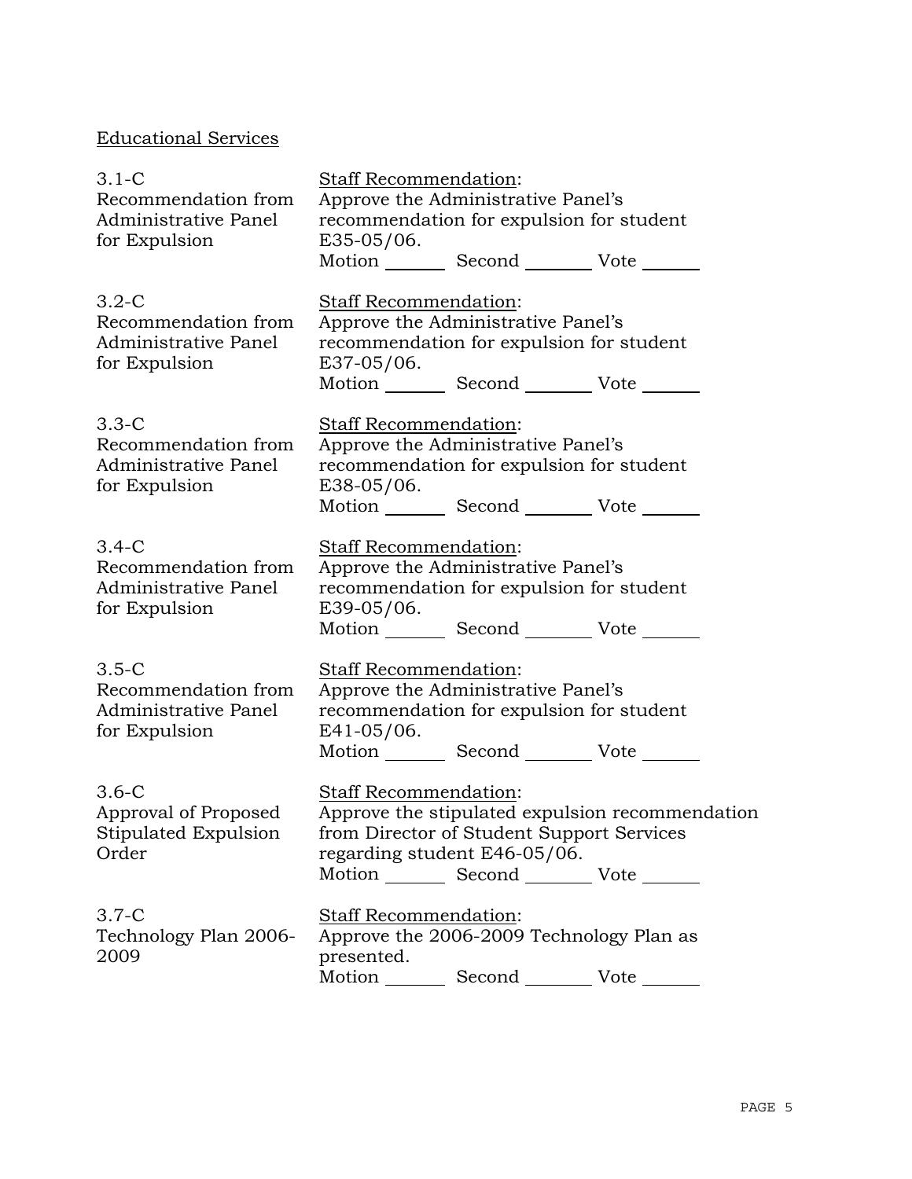Educational Services

| | |
|---|---|
| 3.1-C<br>Recommendation from Administrative Panel for Expulsion | Staff Recommendation:<br>Approve the Administrative Panel's recommendation for expulsion for student E35-05/06.<br>Motion _______ Second _______ Vote _______ |
| 3.2-C<br>Recommendation from Administrative Panel for Expulsion | Staff Recommendation:<br>Approve the Administrative Panel's recommendation for expulsion for student E37-05/06.<br>Motion _______ Second _______ Vote _______ |
| 3.3-C<br>Recommendation from Administrative Panel for Expulsion | Staff Recommendation:<br>Approve the Administrative Panel's recommendation for expulsion for student E38-05/06.<br>Motion _______ Second _______ Vote _______ |
| 3.4-C<br>Recommendation from Administrative Panel for Expulsion | Staff Recommendation:<br>Approve the Administrative Panel's recommendation for expulsion for student E39-05/06.<br>Motion _______ Second _______ Vote _______ |
| 3.5-C<br>Recommendation from Administrative Panel for Expulsion | Staff Recommendation:<br>Approve the Administrative Panel's recommendation for expulsion for student E41-05/06.<br>Motion _______ Second _______ Vote _______ |
| 3.6-C<br>Approval of Proposed Stipulated Expulsion Order | Staff Recommendation:<br>Approve the stipulated expulsion recommendation from Director of Student Support Services regarding student E46-05/06.<br>Motion _______ Second _______ Vote _______ |
| 3.7-C<br>Technology Plan 2006-2009 | Staff Recommendation:<br>Approve the 2006-2009 Technology Plan as presented.<br>Motion _______ Second _______ Vote _______ |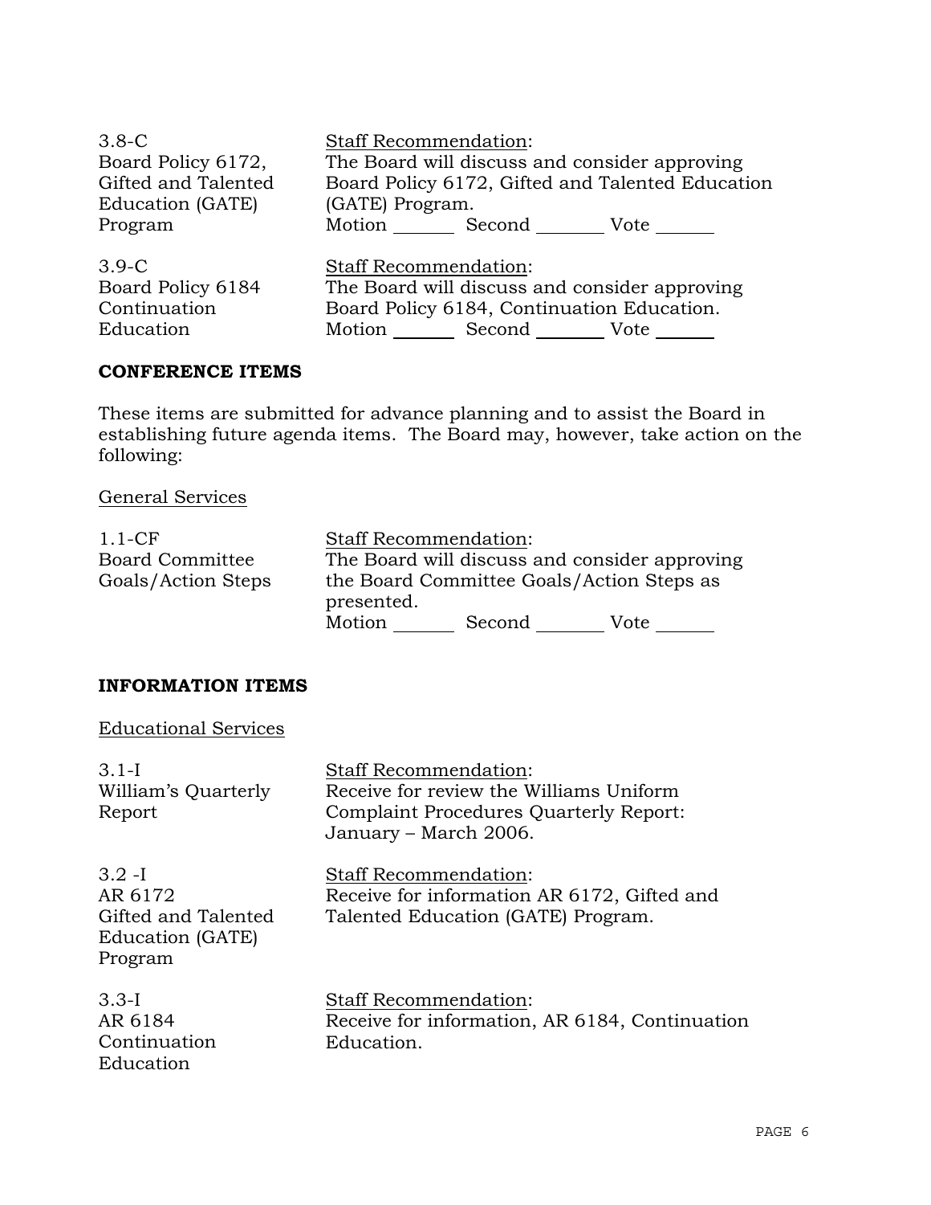| | |
|---|---|
| 3.8-C<br>Board Policy 6172, Gifted and Talented Education (GATE) Program | Staff Recommendation:<br>The Board will discuss and consider approving Board Policy 6172, Gifted and Talented Education (GATE) Program.<br>Motion _______ Second _______ Vote _______ |
| 3.9-C<br>Board Policy 6184 Continuation Education | Staff Recommendation:<br>The Board will discuss and consider approving Board Policy 6184, Continuation Education.<br>Motion _______ Second _______ Vote _______ |

**CONFERENCE ITEMS**

These items are submitted for advance planning and to assist the Board in establishing future agenda items. The Board may, however, take action on the following:

General Services

| | |
|---|---|
| 1.1-CF<br>Board Committee Goals/Action Steps | Staff Recommendation:<br>The Board will discuss and consider approving the Board Committee Goals/Action Steps as presented.<br>Motion _______ Second _______ Vote _______ |

**INFORMATION ITEMS**

Educational Services

| | |
|---|---|
| 3.1-I<br>William's Quarterly Report | Staff Recommendation:<br>Receive for review the Williams Uniform Complaint Procedures Quarterly Report: January – March 2006. |
| 3.2 -I<br>AR 6172<br>Gifted and Talented Education (GATE) Program | Staff Recommendation:<br>Receive for information AR 6172, Gifted and Talented Education (GATE) Program. |
| 3.3-I<br>AR 6184<br>Continuation Education | Staff Recommendation:<br>Receive for information, AR 6184, Continuation Education. |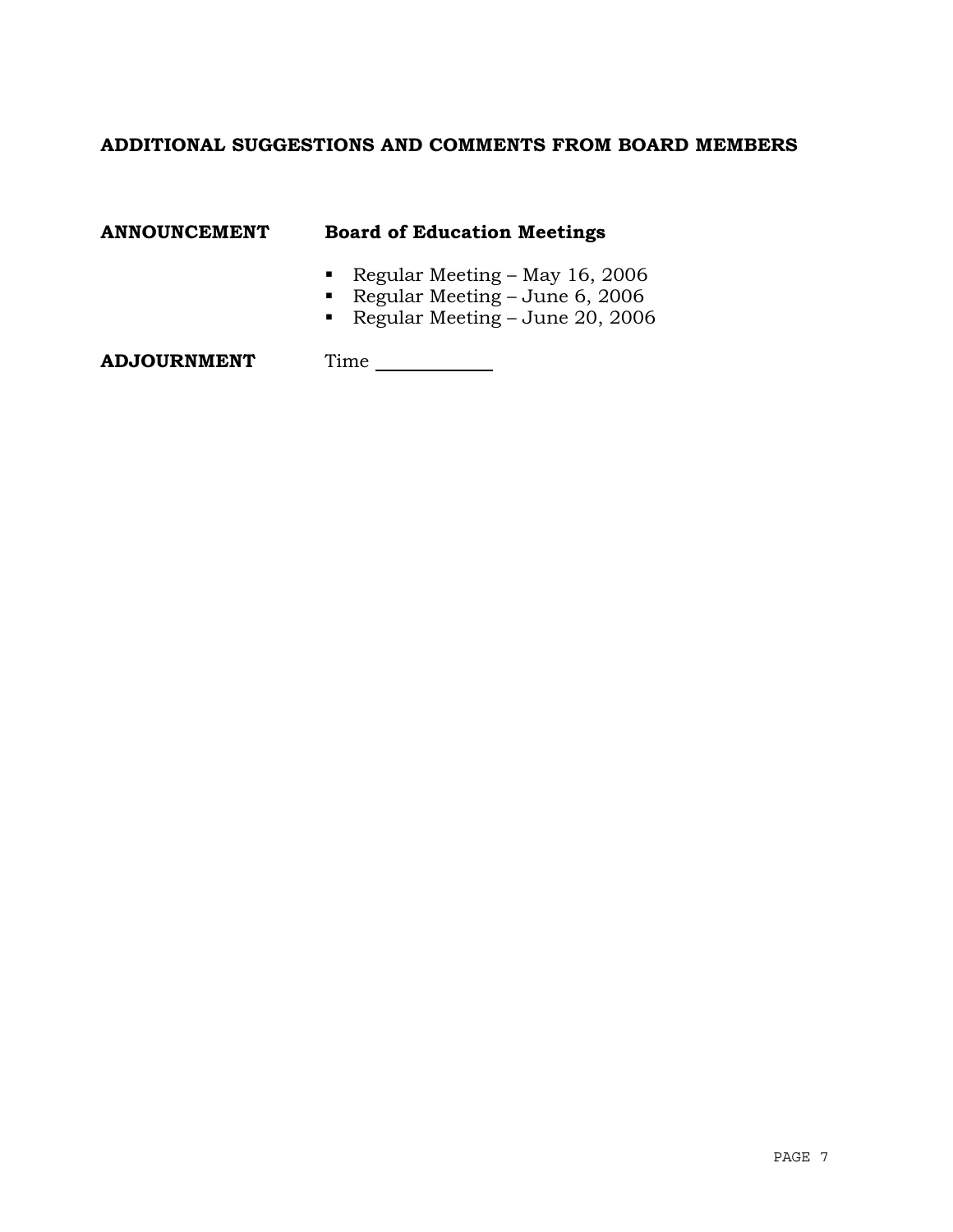**ADDITIONAL SUGGESTIONS AND COMMENTS FROM BOARD MEMBERS**

**ANNOUNCEMENT** **Board of Education Meetings**

- Regular Meeting – May 16, 2006
- Regular Meeting – June 6, 2006
- Regular Meeting – June 20, 2006

**ADJOURNMENT** Time \_\_\_\_\_\_\_\_\_\_\_\_